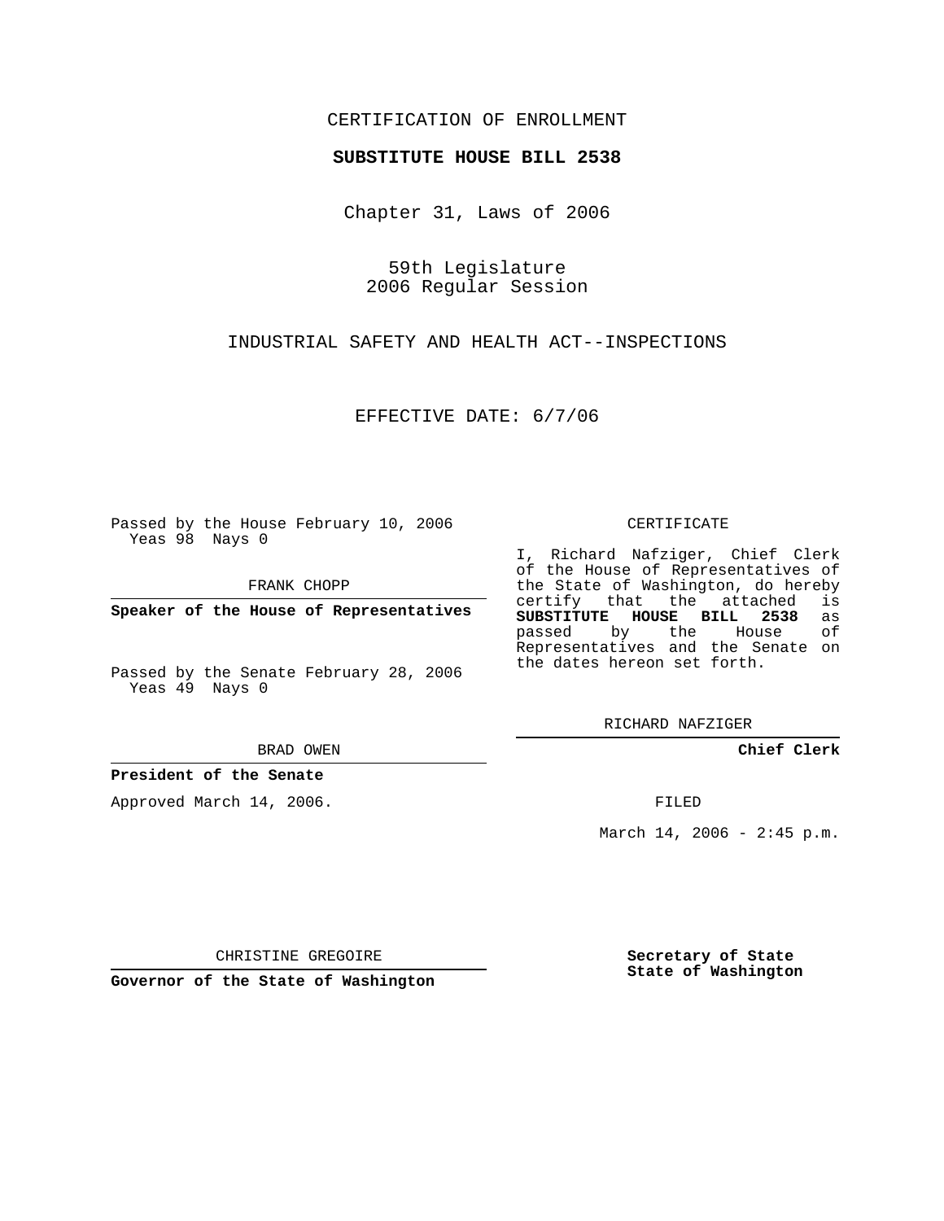CERTIFICATION OF ENROLLMENT

**SUBSTITUTE HOUSE BILL 2538**

Chapter 31, Laws of 2006

59th Legislature
2006 Regular Session

INDUSTRIAL SAFETY AND HEALTH ACT--INSPECTIONS

EFFECTIVE DATE: 6/7/06

Passed by the House February 10, 2006
Yeas 98 Nays 0

FRANK CHOPP

**Speaker of the House of Representatives**

Passed by the Senate February 28, 2006
Yeas 49 Nays 0

BRAD OWEN

**President of the Senate**

Approved March 14, 2006.

CHRISTINE GREGOIRE

**Governor of the State of Washington**

CERTIFICATE

I, Richard Nafziger, Chief Clerk of the House of Representatives of the State of Washington, do hereby certify that the attached is **SUBSTITUTE HOUSE BILL 2538** as passed by the House of Representatives and the Senate on the dates hereon set forth.

RICHARD NAFZIGER

**Chief Clerk**

FILED

March 14, 2006 - 2:45 p.m.

**Secretary of State**
**State of Washington**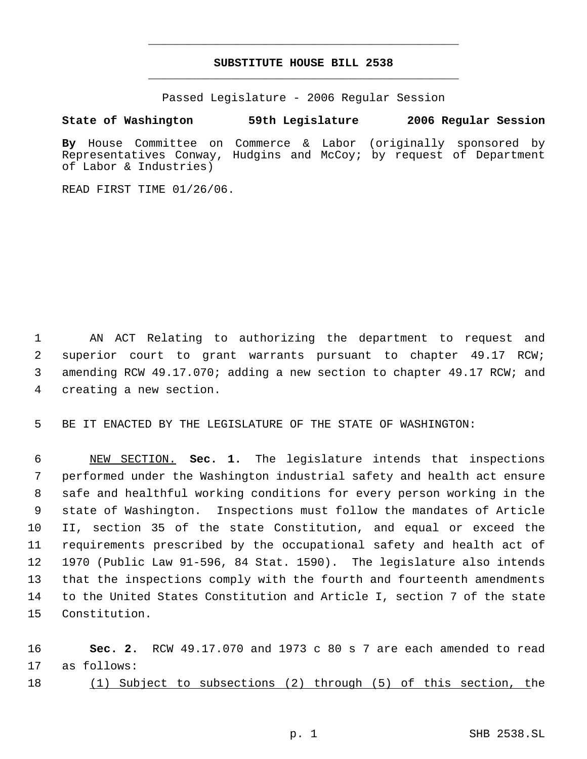# SUBSTITUTE HOUSE BILL 2538

Passed Legislature - 2006 Regular Session

**State of Washington 59th Legislature 2006 Regular Session**

**By** House Committee on Commerce & Labor (originally sponsored by Representatives Conway, Hudgins and McCoy; by request of Department of Labor & Industries)

READ FIRST TIME 01/26/06.

AN ACT Relating to authorizing the department to request and superior court to grant warrants pursuant to chapter 49.17 RCW; amending RCW 49.17.070; adding a new section to chapter 49.17 RCW; and creating a new section.

BE IT ENACTED BY THE LEGISLATURE OF THE STATE OF WASHINGTON:

NEW SECTION. **Sec. 1.** The legislature intends that inspections performed under the Washington industrial safety and health act ensure safe and healthful working conditions for every person working in the state of Washington. Inspections must follow the mandates of Article II, section 35 of the state Constitution, and equal or exceed the requirements prescribed by the occupational safety and health act of 1970 (Public Law 91-596, 84 Stat. 1590). The legislature also intends that the inspections comply with the fourth and fourteenth amendments to the United States Constitution and Article I, section 7 of the state Constitution.

**Sec. 2.** RCW 49.17.070 and 1973 c 80 s 7 are each amended to read as follows:

(1) Subject to subsections (2) through (5) of this section, the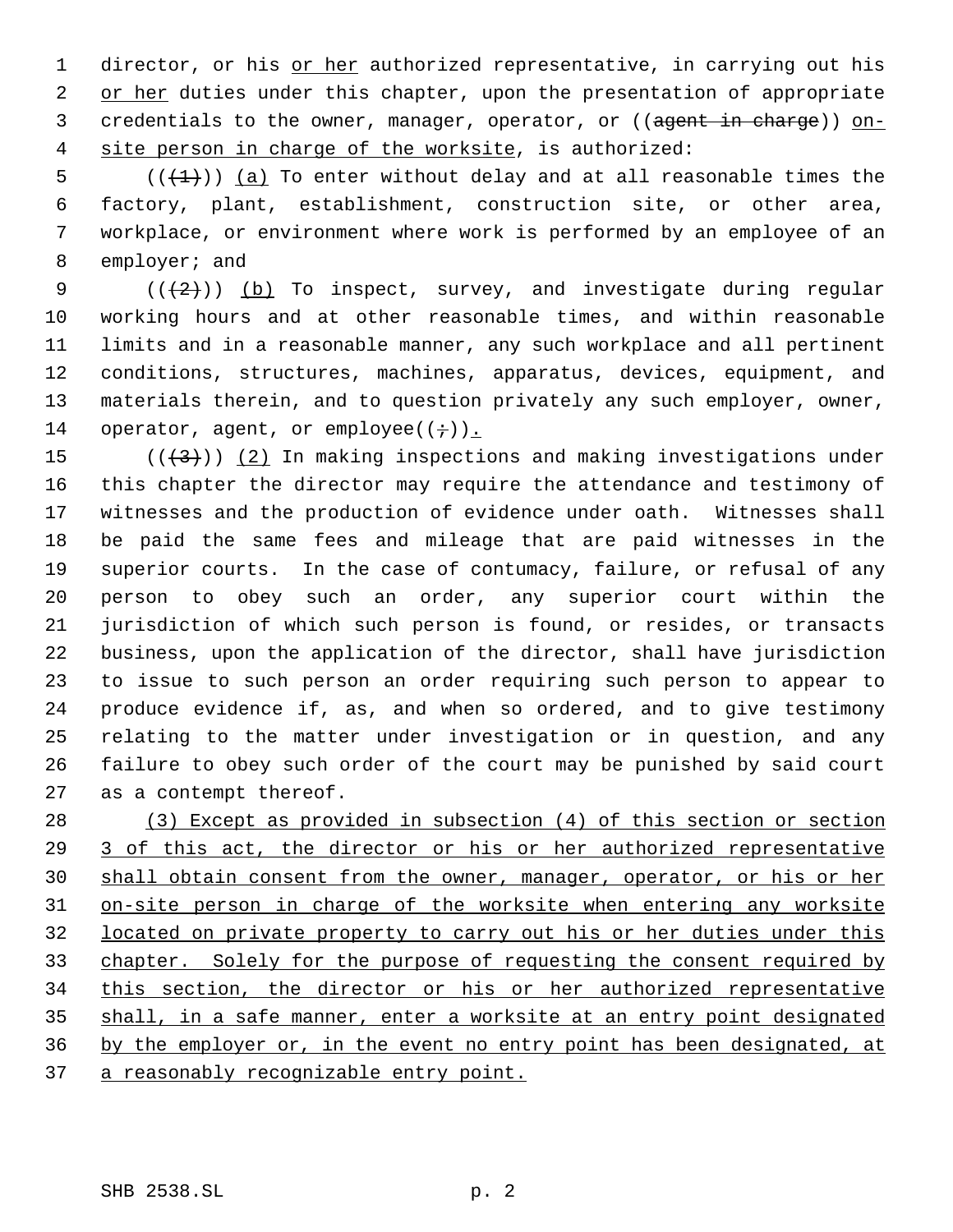director, or his or her authorized representative, in carrying out his or her duties under this chapter, upon the presentation of appropriate credentials to the owner, manager, operator, or ((~~agent in charge~~)) on-site person in charge of the worksite, is authorized:

((~~(1)~~)) (a) To enter without delay and at all reasonable times the factory, plant, establishment, construction site, or other area, workplace, or environment where work is performed by an employee of an employer; and

((~~(2)~~)) (b) To inspect, survey, and investigate during regular working hours and at other reasonable times, and within reasonable limits and in a reasonable manner, any such workplace and all pertinent conditions, structures, machines, apparatus, devices, equipment, and materials therein, and to question privately any such employer, owner, operator, agent, or employee((~~;~~)).

((~~(3)~~)) (2) In making inspections and making investigations under this chapter the director may require the attendance and testimony of witnesses and the production of evidence under oath. Witnesses shall be paid the same fees and mileage that are paid witnesses in the superior courts. In the case of contumacy, failure, or refusal of any person to obey such an order, any superior court within the jurisdiction of which such person is found, or resides, or transacts business, upon the application of the director, shall have jurisdiction to issue to such person an order requiring such person to appear to produce evidence if, as, and when so ordered, and to give testimony relating to the matter under investigation or in question, and any failure to obey such order of the court may be punished by said court as a contempt thereof.

(3) Except as provided in subsection (4) of this section or section 3 of this act, the director or his or her authorized representative shall obtain consent from the owner, manager, operator, or his or her on-site person in charge of the worksite when entering any worksite located on private property to carry out his or her duties under this chapter. Solely for the purpose of requesting the consent required by this section, the director or his or her authorized representative shall, in a safe manner, enter a worksite at an entry point designated by the employer or, in the event no entry point has been designated, at a reasonably recognizable entry point.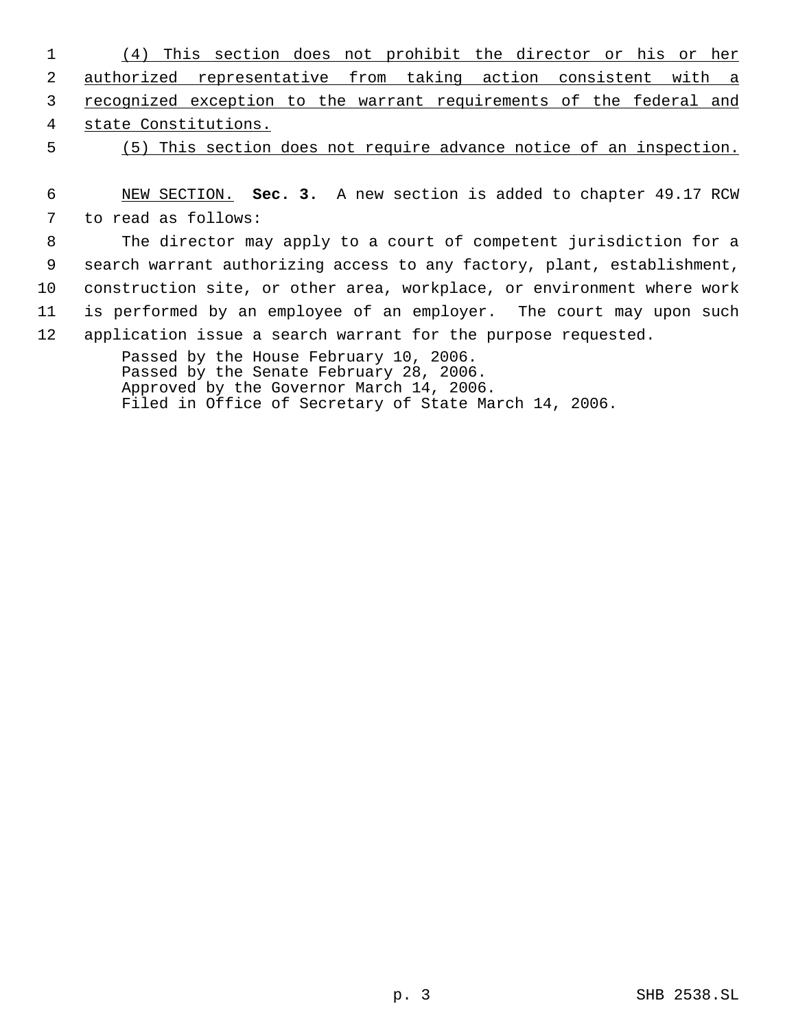(4) This section does not prohibit the director or his or her authorized representative from taking action consistent with a recognized exception to the warrant requirements of the federal and state Constitutions.

(5) This section does not require advance notice of an inspection.

NEW SECTION. **Sec. 3.** A new section is added to chapter 49.17 RCW to read as follows:

The director may apply to a court of competent jurisdiction for a search warrant authorizing access to any factory, plant, establishment, construction site, or other area, workplace, or environment where work is performed by an employee of an employer. The court may upon such application issue a search warrant for the purpose requested.

Passed by the House February 10, 2006.
Passed by the Senate February 28, 2006.
Approved by the Governor March 14, 2006.
Filed in Office of Secretary of State March 14, 2006.